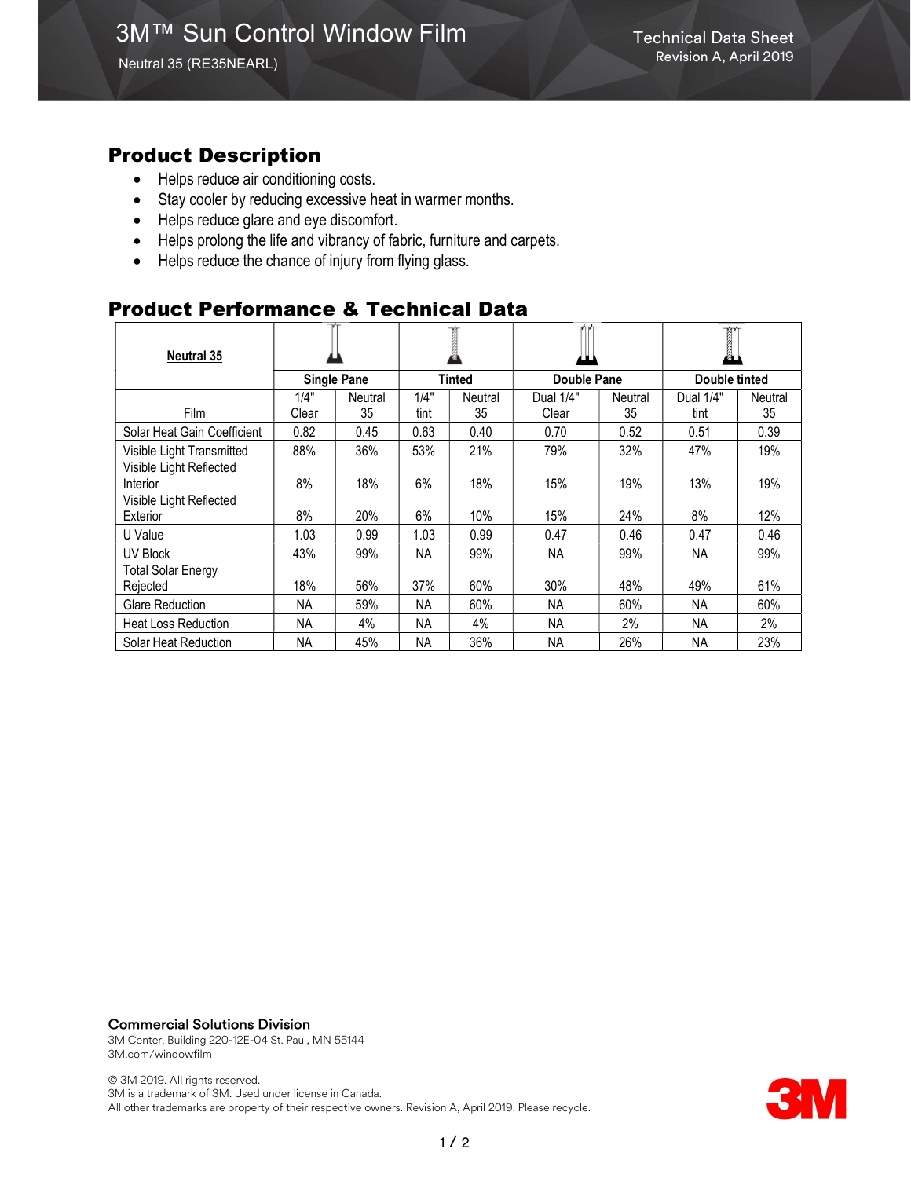# 3M™ Sun Control Window Film

Neutral 35 (RE35NEARL)

Technical Data Sheet
Revision A, April 2019

## Product Description

- Helps reduce air conditioning costs.
- Stay cooler by reducing excessive heat in warmer months.
- Helps reduce glare and eye discomfort.
- Helps prolong the life and vibrancy of fabric, furniture and carpets.
- Helps reduce the chance of injury from flying glass.

## Product Performance & Technical Data

| Neutral 35 | Single Pane | | Tinted | | Double Pane | | Double tinted | |
|---|---|---|---|---|---|---|---|---|
| Film | 1/4" Clear | Neutral 35 | 1/4" tint | Neutral 35 | Dual 1/4" Clear | Neutral 35 | Dual 1/4" tint | Neutral 35 |
| Solar Heat Gain Coefficient | 0.82 | 0.45 | 0.63 | 0.40 | 0.70 | 0.52 | 0.51 | 0.39 |
| Visible Light Transmitted | 88% | 36% | 53% | 21% | 79% | 32% | 47% | 19% |
| Visible Light Reflected Interior | 8% | 18% | 6% | 18% | 15% | 19% | 13% | 19% |
| Visible Light Reflected Exterior | 8% | 20% | 6% | 10% | 15% | 24% | 8% | 12% |
| U Value | 1.03 | 0.99 | 1.03 | 0.99 | 0.47 | 0.46 | 0.47 | 0.46 |
| UV Block | 43% | 99% | NA | 99% | NA | 99% | NA | 99% |
| Total Solar Energy Rejected | 18% | 56% | 37% | 60% | 30% | 48% | 49% | 61% |
| Glare Reduction | NA | 59% | NA | 60% | NA | 60% | NA | 60% |
| Heat Loss Reduction | NA | 4% | NA | 4% | NA | 2% | NA | 2% |
| Solar Heat Reduction | NA | 45% | NA | 36% | NA | 26% | NA | 23% |

**Commercial Solutions Division**
3M Center, Building 220-12E-04 St. Paul, MN 55144
3M.com/windowfilm

© 3M 2019. All rights reserved.
3M is a trademark of 3M. Used under license in Canada.
All other trademarks are property of their respective owners. Revision A, April 2019. Please recycle.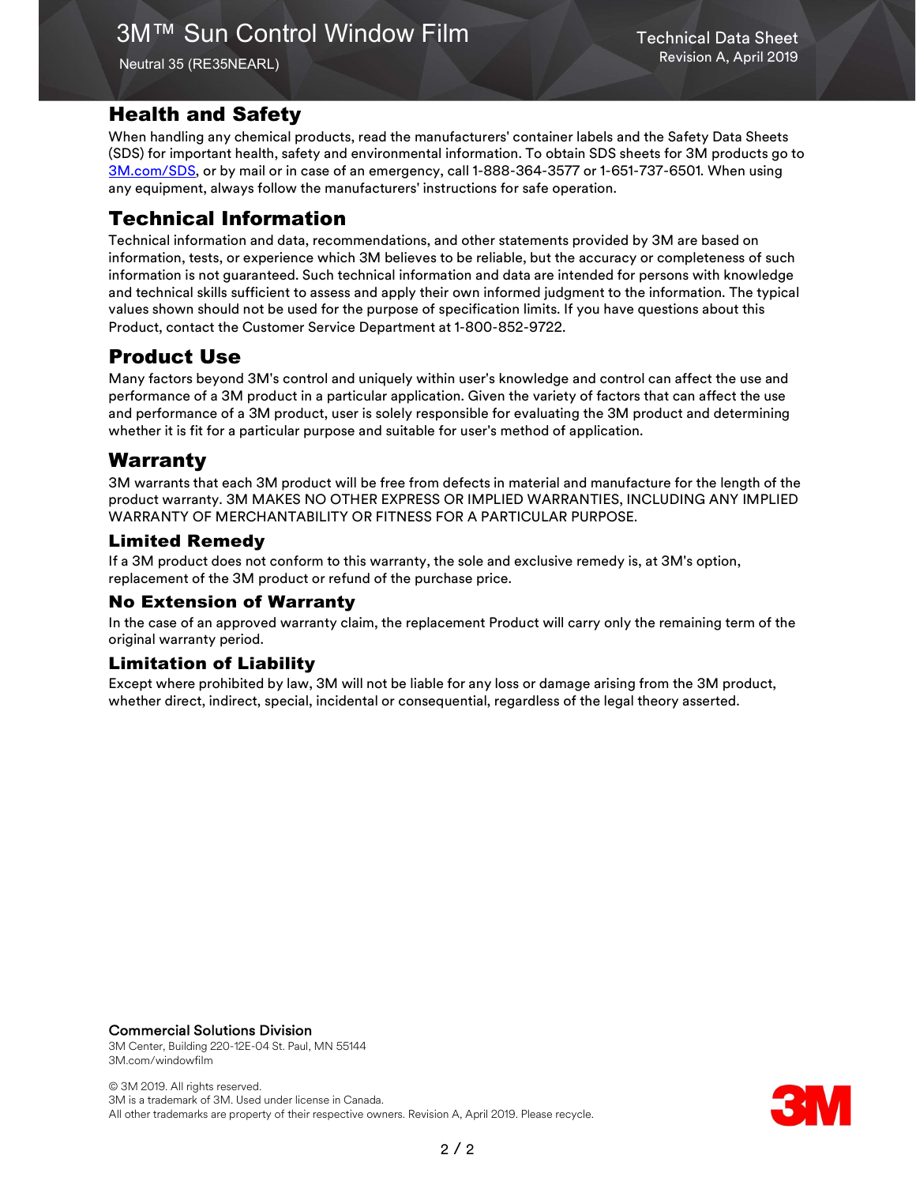## Health and Safety

When handling any chemical products, read the manufacturers' container labels and the Safety Data Sheets (SDS) for important health, safety and environmental information. To obtain SDS sheets for 3M products go to 3M.com/SDS, or by mail or in case of an emergency, call 1-888-364-3577 or 1-651-737-6501. When using any equipment, always follow the manufacturers' instructions for safe operation.

## Technical Information

Technical information and data, recommendations, and other statements provided by 3M are based on information, tests, or experience which 3M believes to be reliable, but the accuracy or completeness of such information is not guaranteed. Such technical information and data are intended for persons with knowledge and technical skills sufficient to assess and apply their own informed judgment to the information. The typical values shown should not be used for the purpose of specification limits. If you have questions about this Product, contact the Customer Service Department at 1-800-852-9722.

## Product Use

Many factors beyond 3M's control and uniquely within user's knowledge and control can affect the use and performance of a 3M product in a particular application. Given the variety of factors that can affect the use and performance of a 3M product, user is solely responsible for evaluating the 3M product and determining whether it is fit for a particular purpose and suitable for user's method of application.

## Warranty

3M warrants that each 3M product will be free from defects in material and manufacture for the length of the product warranty. 3M MAKES NO OTHER EXPRESS OR IMPLIED WARRANTIES, INCLUDING ANY IMPLIED WARRANTY OF MERCHANTABILITY OR FITNESS FOR A PARTICULAR PURPOSE.

### Limited Remedy

If a 3M product does not conform to this warranty, the sole and exclusive remedy is, at 3M's option, replacement of the 3M product or refund of the purchase price.

### No Extension of Warranty

In the case of an approved warranty claim, the replacement Product will carry only the remaining term of the original warranty period.

### Limitation of Liability

Except where prohibited by law, 3M will not be liable for any loss or damage arising from the 3M product, whether direct, indirect, special, incidental or consequential, regardless of the legal theory asserted.

**Commercial Solutions Division**
3M Center, Building 220-12E-04 St. Paul, MN 55144
3M.com/windowfilm

© 3M 2019. All rights reserved.
3M is a trademark of 3M. Used under license in Canada.
All other trademarks are property of their respective owners. Revision A, April 2019. Please recycle.